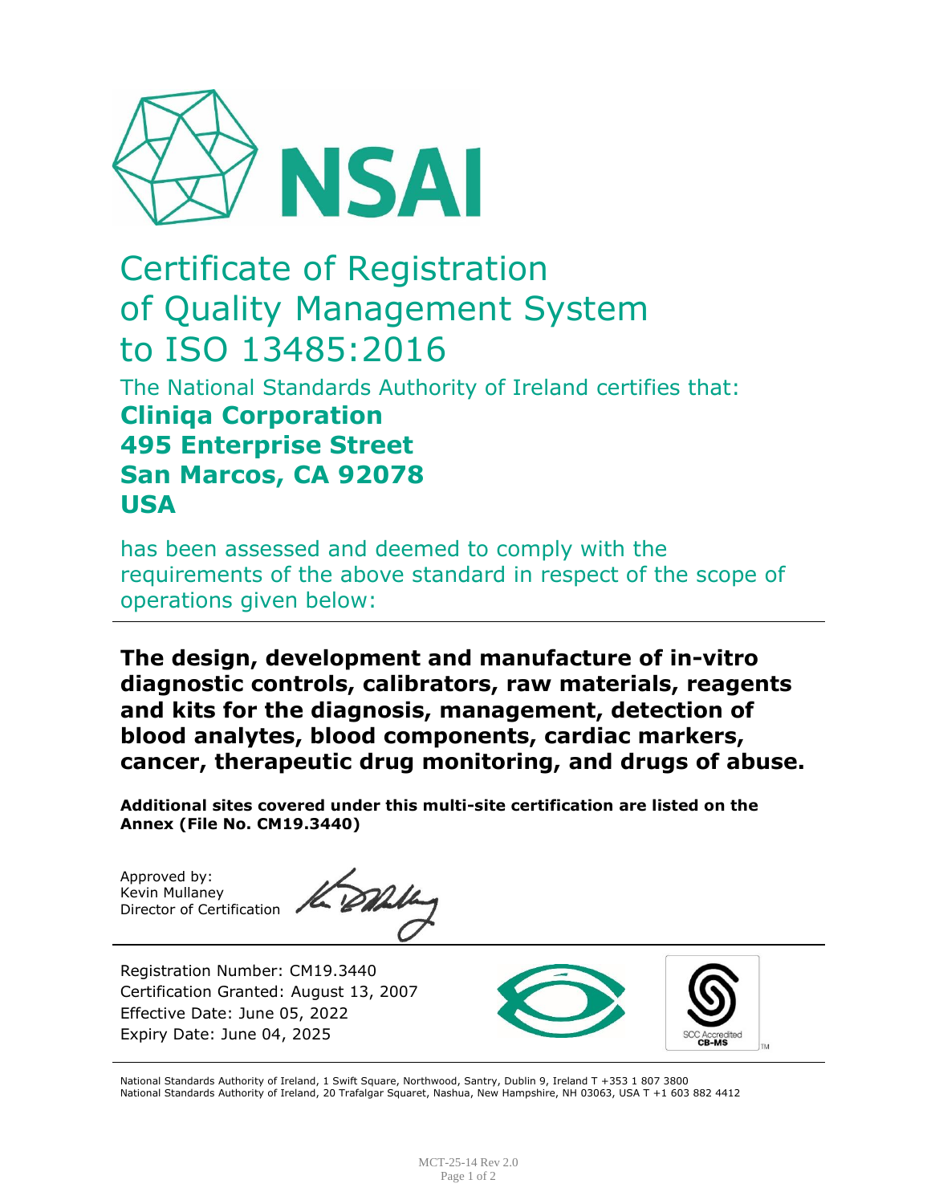NSAI

# Certificate of Registration of Quality Management System to ISO 13485:2016

The National Standards Authority of Ireland certifies that:

**Cliniqa Corporation**
**495 Enterprise Street**
**San Marcos, CA 92078**
**USA**

has been assessed and deemed to comply with the requirements of the above standard in respect of the scope of operations given below:

---

**The design, development and manufacture of in-vitro diagnostic controls, calibrators, raw materials, reagents and kits for the diagnosis, management, detection of blood analytes, blood components, cardiac markers, cancer, therapeutic drug monitoring, and drugs of abuse.**

**Additional sites covered under this multi-site certification are listed on the Annex (File No. CM19.3440)**

Approved by:
Kevin Mullaney
Director of Certification

---

Registration Number: CM19.3440
Certification Granted: August 13, 2007
Effective Date: June 05, 2022
Expiry Date: June 04, 2025

SCC Accredited CB-MS

---

National Standards Authority of Ireland, 1 Swift Square, Northwood, Santry, Dublin 9, Ireland T +353 1 807 3800
National Standards Authority of Ireland, 20 Trafalgar Squaret, Nashua, New Hampshire, NH 03063, USA T +1 603 882 4412

MCT-25-14 Rev 2.0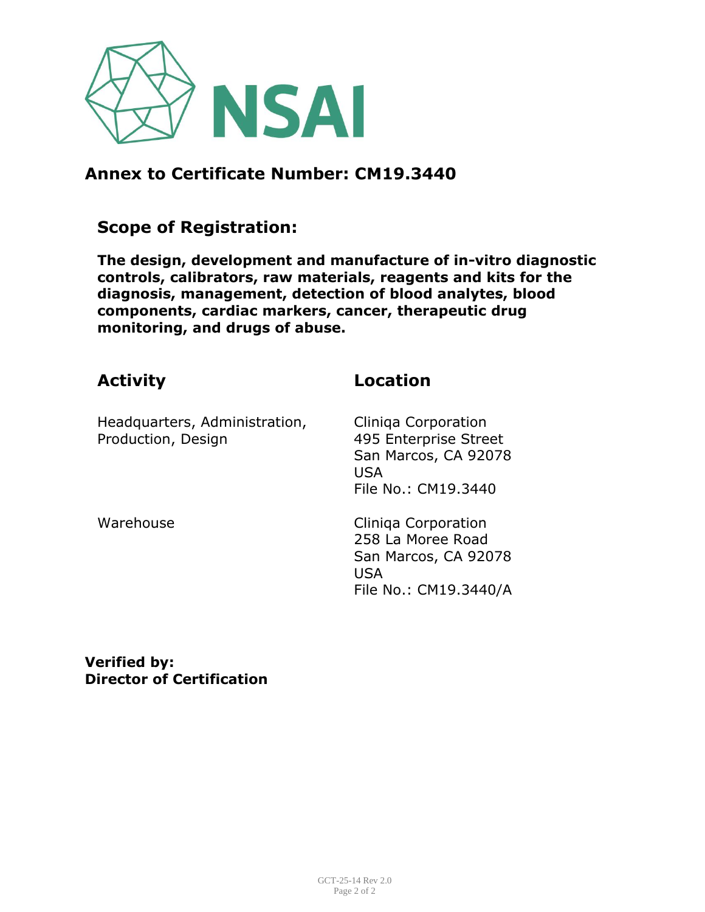NSAI

# Annex to Certificate Number: CM19.3440

## Scope of Registration:

**The design, development and manufacture of in-vitro diagnostic controls, calibrators, raw materials, reagents and kits for the diagnosis, management, detection of blood analytes, blood components, cardiac markers, cancer, therapeutic drug monitoring, and drugs of abuse.**

| Activity | Location |
| --- | --- |
| Headquarters, Administration, Production, Design | Cliniqa Corporation<br>495 Enterprise Street<br>San Marcos, CA 92078<br>USA<br>File No.: CM19.3440 |
| Warehouse | Cliniqa Corporation<br>258 La Moree Road<br>San Marcos, CA 92078<br>USA<br>File No.: CM19.3440/A |

**Verified by:**
**Director of Certification**

GCT-25-14 Rev 2.0